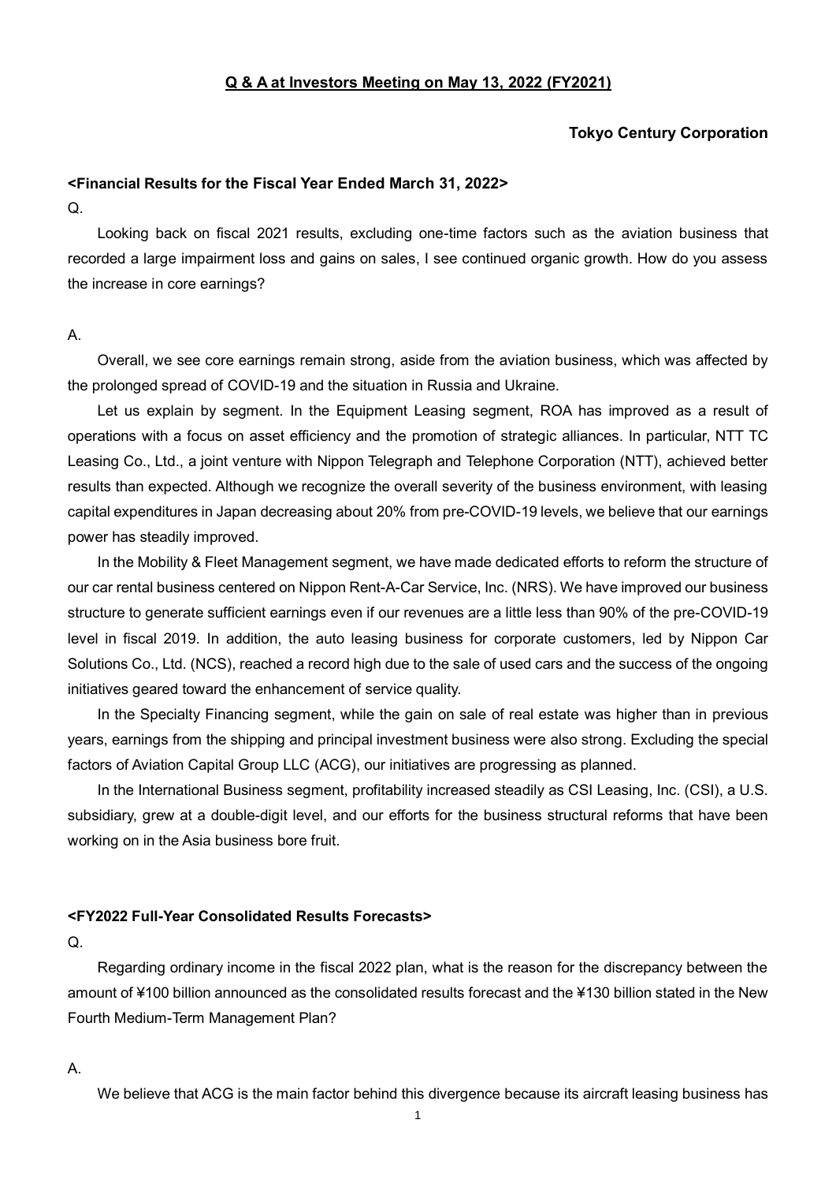# Q & A at Investors Meeting on May 13, 2022 (FY2021)

**Tokyo Century Corporation**

### <Financial Results for the Fiscal Year Ended March 31, 2022>

Q.

Looking back on fiscal 2021 results, excluding one-time factors such as the aviation business that recorded a large impairment loss and gains on sales, I see continued organic growth. How do you assess the increase in core earnings?

A.

Overall, we see core earnings remain strong, aside from the aviation business, which was affected by the prolonged spread of COVID-19 and the situation in Russia and Ukraine.

Let us explain by segment. In the Equipment Leasing segment, ROA has improved as a result of operations with a focus on asset efficiency and the promotion of strategic alliances. In particular, NTT TC Leasing Co., Ltd., a joint venture with Nippon Telegraph and Telephone Corporation (NTT), achieved better results than expected. Although we recognize the overall severity of the business environment, with leasing capital expenditures in Japan decreasing about 20% from pre-COVID-19 levels, we believe that our earnings power has steadily improved.

In the Mobility & Fleet Management segment, we have made dedicated efforts to reform the structure of our car rental business centered on Nippon Rent-A-Car Service, Inc. (NRS). We have improved our business structure to generate sufficient earnings even if our revenues are a little less than 90% of the pre-COVID-19 level in fiscal 2019. In addition, the auto leasing business for corporate customers, led by Nippon Car Solutions Co., Ltd. (NCS), reached a record high due to the sale of used cars and the success of the ongoing initiatives geared toward the enhancement of service quality.

In the Specialty Financing segment, while the gain on sale of real estate was higher than in previous years, earnings from the shipping and principal investment business were also strong. Excluding the special factors of Aviation Capital Group LLC (ACG), our initiatives are progressing as planned.

In the International Business segment, profitability increased steadily as CSI Leasing, Inc. (CSI), a U.S. subsidiary, grew at a double-digit level, and our efforts for the business structural reforms that have been working on in the Asia business bore fruit.

### <FY2022 Full-Year Consolidated Results Forecasts>

Q.

Regarding ordinary income in the fiscal 2022 plan, what is the reason for the discrepancy between the amount of ¥100 billion announced as the consolidated results forecast and the ¥130 billion stated in the New Fourth Medium-Term Management Plan?

A.

We believe that ACG is the main factor behind this divergence because its aircraft leasing business has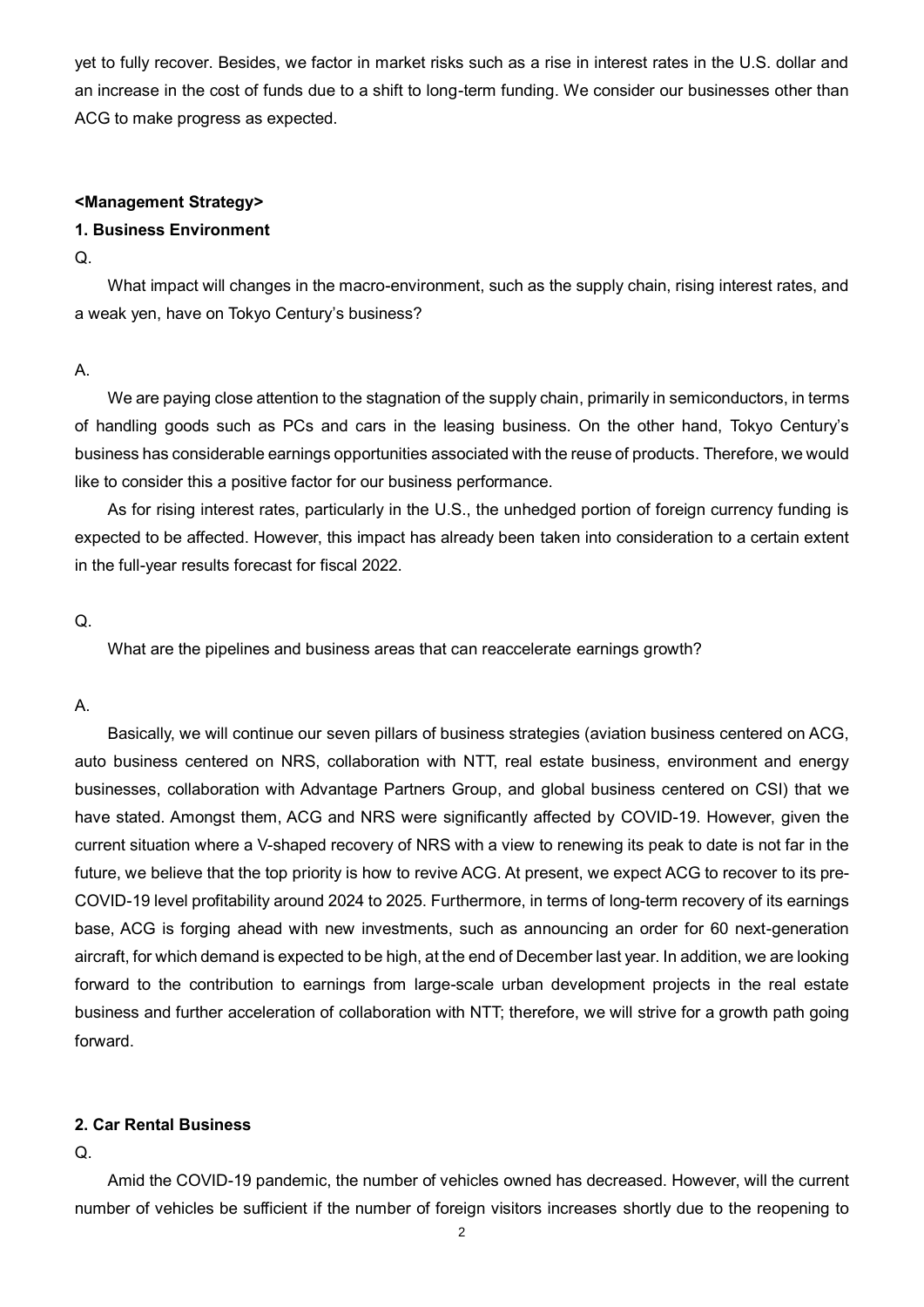yet to fully recover. Besides, we factor in market risks such as a rise in interest rates in the U.S. dollar and an increase in the cost of funds due to a shift to long-term funding. We consider our businesses other than ACG to make progress as expected.

## <Management Strategy>

### 1. Business Environment

Q.

What impact will changes in the macro-environment, such as the supply chain, rising interest rates, and a weak yen, have on Tokyo Century's business?

A.

We are paying close attention to the stagnation of the supply chain, primarily in semiconductors, in terms of handling goods such as PCs and cars in the leasing business. On the other hand, Tokyo Century's business has considerable earnings opportunities associated with the reuse of products. Therefore, we would like to consider this a positive factor for our business performance.

As for rising interest rates, particularly in the U.S., the unhedged portion of foreign currency funding is expected to be affected. However, this impact has already been taken into consideration to a certain extent in the full-year results forecast for fiscal 2022.

Q.

What are the pipelines and business areas that can reaccelerate earnings growth?

A.

Basically, we will continue our seven pillars of business strategies (aviation business centered on ACG, auto business centered on NRS, collaboration with NTT, real estate business, environment and energy businesses, collaboration with Advantage Partners Group, and global business centered on CSI) that we have stated. Amongst them, ACG and NRS were significantly affected by COVID-19. However, given the current situation where a V-shaped recovery of NRS with a view to renewing its peak to date is not far in the future, we believe that the top priority is how to revive ACG. At present, we expect ACG to recover to its pre-COVID-19 level profitability around 2024 to 2025. Furthermore, in terms of long-term recovery of its earnings base, ACG is forging ahead with new investments, such as announcing an order for 60 next-generation aircraft, for which demand is expected to be high, at the end of December last year. In addition, we are looking forward to the contribution to earnings from large-scale urban development projects in the real estate business and further acceleration of collaboration with NTT; therefore, we will strive for a growth path going forward.

### 2. Car Rental Business

Q.

Amid the COVID-19 pandemic, the number of vehicles owned has decreased. However, will the current number of vehicles be sufficient if the number of foreign visitors increases shortly due to the reopening to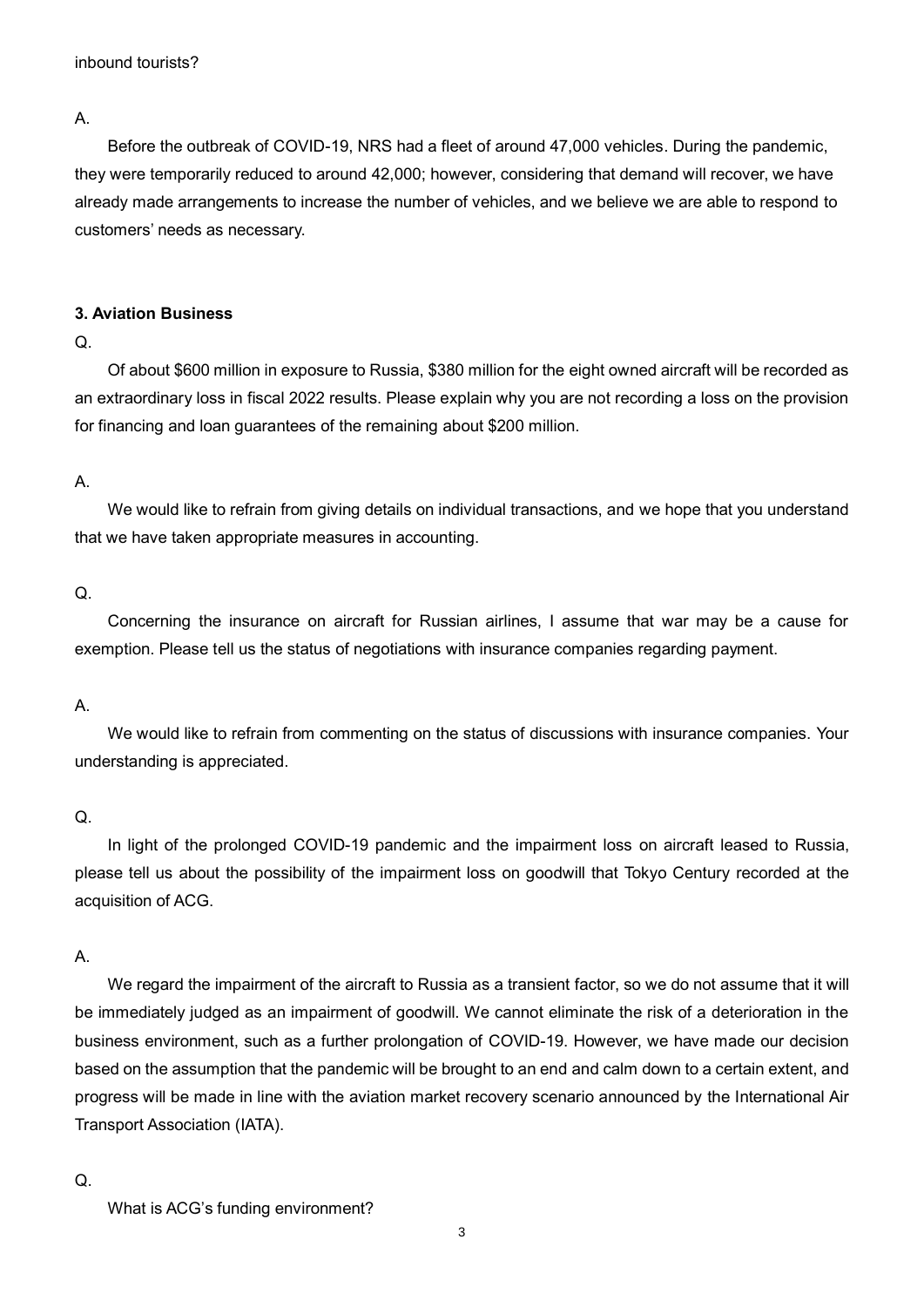inbound tourists?

A.

Before the outbreak of COVID-19, NRS had a fleet of around 47,000 vehicles. During the pandemic, they were temporarily reduced to around 42,000; however, considering that demand will recover, we have already made arrangements to increase the number of vehicles, and we believe we are able to respond to customers' needs as necessary.

### 3. Aviation Business

Q.

Of about $600 million in exposure to Russia, $380 million for the eight owned aircraft will be recorded as an extraordinary loss in fiscal 2022 results. Please explain why you are not recording a loss on the provision for financing and loan guarantees of the remaining about $200 million.

A.

We would like to refrain from giving details on individual transactions, and we hope that you understand that we have taken appropriate measures in accounting.

Q.

Concerning the insurance on aircraft for Russian airlines, I assume that war may be a cause for exemption. Please tell us the status of negotiations with insurance companies regarding payment.

A.

We would like to refrain from commenting on the status of discussions with insurance companies. Your understanding is appreciated.

Q.

In light of the prolonged COVID-19 pandemic and the impairment loss on aircraft leased to Russia, please tell us about the possibility of the impairment loss on goodwill that Tokyo Century recorded at the acquisition of ACG.

A.

We regard the impairment of the aircraft to Russia as a transient factor, so we do not assume that it will be immediately judged as an impairment of goodwill. We cannot eliminate the risk of a deterioration in the business environment, such as a further prolongation of COVID-19. However, we have made our decision based on the assumption that the pandemic will be brought to an end and calm down to a certain extent, and progress will be made in line with the aviation market recovery scenario announced by the International Air Transport Association (IATA).

Q.

What is ACG's funding environment?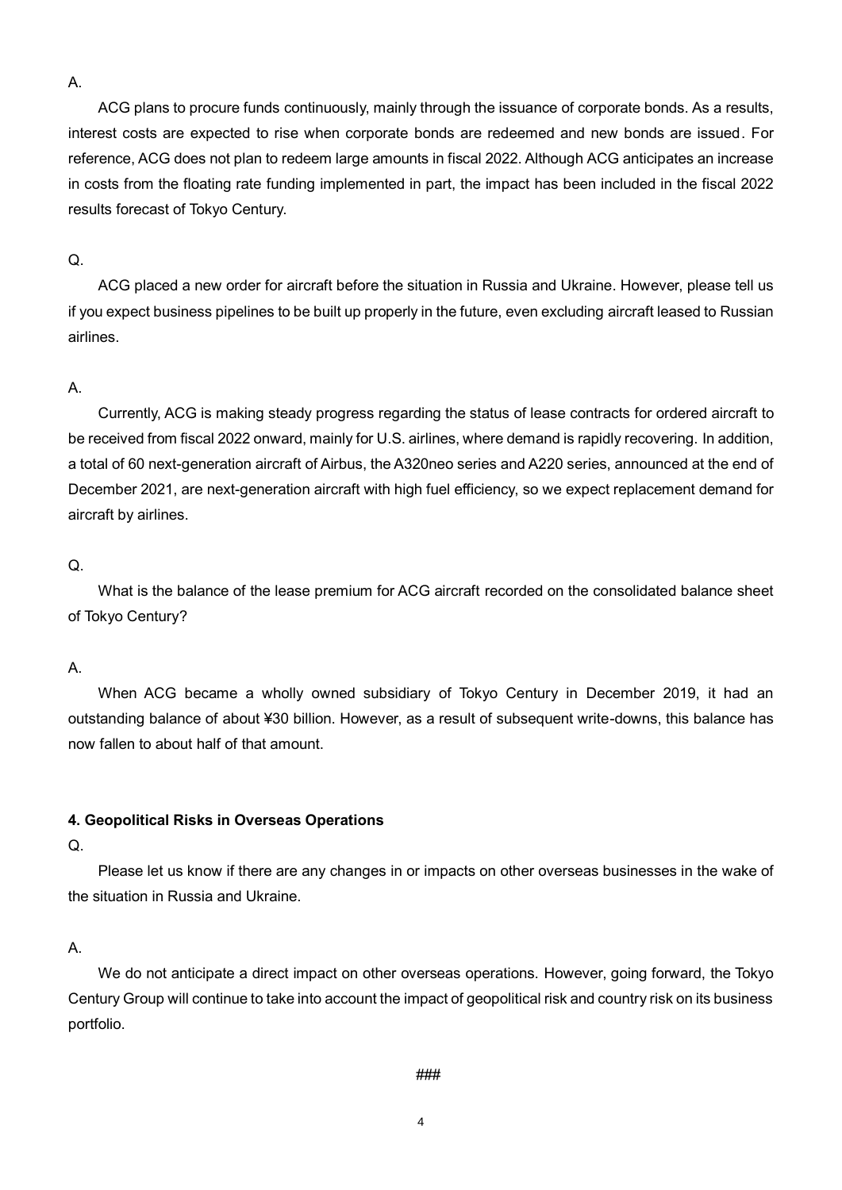A.

ACG plans to procure funds continuously, mainly through the issuance of corporate bonds. As a results, interest costs are expected to rise when corporate bonds are redeemed and new bonds are issued. For reference, ACG does not plan to redeem large amounts in fiscal 2022. Although ACG anticipates an increase in costs from the floating rate funding implemented in part, the impact has been included in the fiscal 2022 results forecast of Tokyo Century.

Q.

ACG placed a new order for aircraft before the situation in Russia and Ukraine. However, please tell us if you expect business pipelines to be built up properly in the future, even excluding aircraft leased to Russian airlines.

A.

Currently, ACG is making steady progress regarding the status of lease contracts for ordered aircraft to be received from fiscal 2022 onward, mainly for U.S. airlines, where demand is rapidly recovering. In addition, a total of 60 next-generation aircraft of Airbus, the A320neo series and A220 series, announced at the end of December 2021, are next-generation aircraft with high fuel efficiency, so we expect replacement demand for aircraft by airlines.

Q.

What is the balance of the lease premium for ACG aircraft recorded on the consolidated balance sheet of Tokyo Century?

A.

When ACG became a wholly owned subsidiary of Tokyo Century in December 2019, it had an outstanding balance of about ¥30 billion. However, as a result of subsequent write-downs, this balance has now fallen to about half of that amount.

**4. Geopolitical Risks in Overseas Operations**

Q.

Please let us know if there are any changes in or impacts on other overseas businesses in the wake of the situation in Russia and Ukraine.

A.

We do not anticipate a direct impact on other overseas operations. However, going forward, the Tokyo Century Group will continue to take into account the impact of geopolitical risk and country risk on its business portfolio.

###